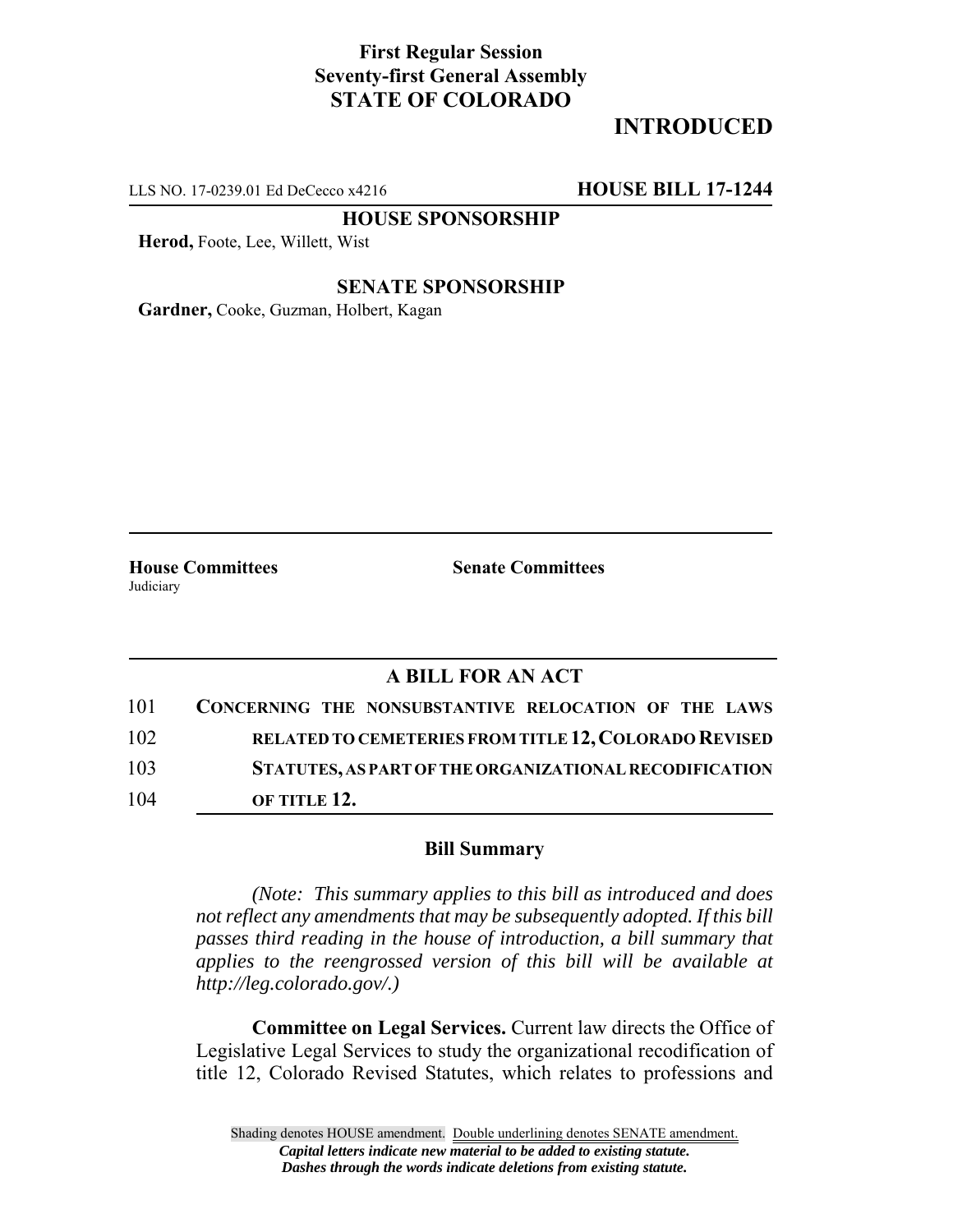**First Regular Session**
**Seventy-first General Assembly**
**STATE OF COLORADO**

# INTRODUCED

LLS NO. 17-0239.01 Ed DeCecco x4216 **HOUSE BILL 17-1244**

**HOUSE SPONSORSHIP**

**Herod,** Foote, Lee, Willett, Wist

**SENATE SPONSORSHIP**

**Gardner,** Cooke, Guzman, Holbert, Kagan

**House Committees**
Judiciary

**Senate Committees**

## A BILL FOR AN ACT

101 **CONCERNING THE NONSUBSTANTIVE RELOCATION OF THE LAWS**
102 **RELATED TO CEMETERIES FROM TITLE 12, COLORADO REVISED**
103 **STATUTES, AS PART OF THE ORGANIZATIONAL RECODIFICATION**
104 **OF TITLE 12.**

### Bill Summary

*(Note: This summary applies to this bill as introduced and does not reflect any amendments that may be subsequently adopted. If this bill passes third reading in the house of introduction, a bill summary that applies to the reengrossed version of this bill will be available at http://leg.colorado.gov/.)*

**Committee on Legal Services.** Current law directs the Office of Legislative Legal Services to study the organizational recodification of title 12, Colorado Revised Statutes, which relates to professions and

Shading denotes HOUSE amendment. Double underlining denotes SENATE amendment.
*Capital letters indicate new material to be added to existing statute.*
*Dashes through the words indicate deletions from existing statute.*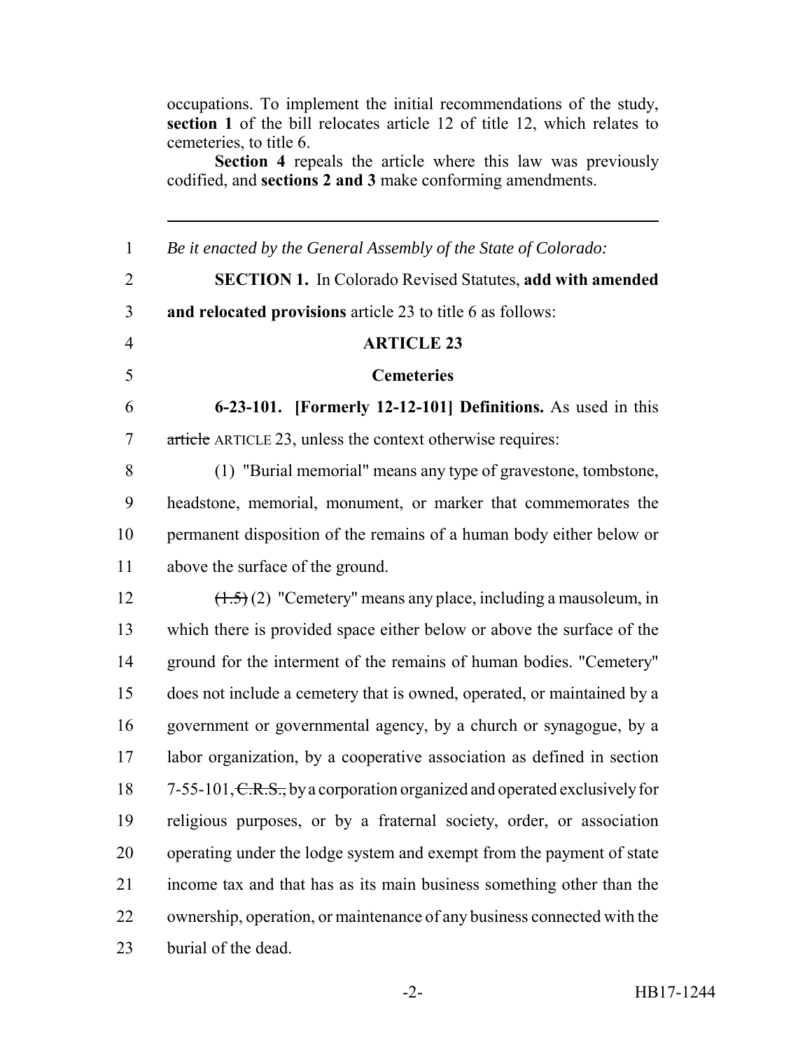occupations. To implement the initial recommendations of the study, **section 1** of the bill relocates article 12 of title 12, which relates to cemeteries, to title 6.

**Section 4** repeals the article where this law was previously codified, and **sections 2 and 3** make conforming amendments.

---

1 *Be it enacted by the General Assembly of the State of Colorado:*

2 **SECTION 1.** In Colorado Revised Statutes, **add with amended**
3 **and relocated provisions** article 23 to title 6 as follows:

4 **ARTICLE 23**

5 **Cemeteries**

6 **6-23-101. [Formerly 12-12-101] Definitions.** As used in this
7 ~~article~~ ARTICLE 23, unless the context otherwise requires:

8 (1) "Burial memorial" means any type of gravestone, tombstone,
9 headstone, memorial, monument, or marker that commemorates the
10 permanent disposition of the remains of a human body either below or
11 above the surface of the ground.

12 ~~(1.5)~~ (2) "Cemetery" means any place, including a mausoleum, in
13 which there is provided space either below or above the surface of the
14 ground for the interment of the remains of human bodies. "Cemetery"
15 does not include a cemetery that is owned, operated, or maintained by a
16 government or governmental agency, by a church or synagogue, by a
17 labor organization, by a cooperative association as defined in section
18 7-55-101, ~~C.R.S.,~~ by a corporation organized and operated exclusively for
19 religious purposes, or by a fraternal society, order, or association
20 operating under the lodge system and exempt from the payment of state
21 income tax and that has as its main business something other than the
22 ownership, operation, or maintenance of any business connected with the
23 burial of the dead.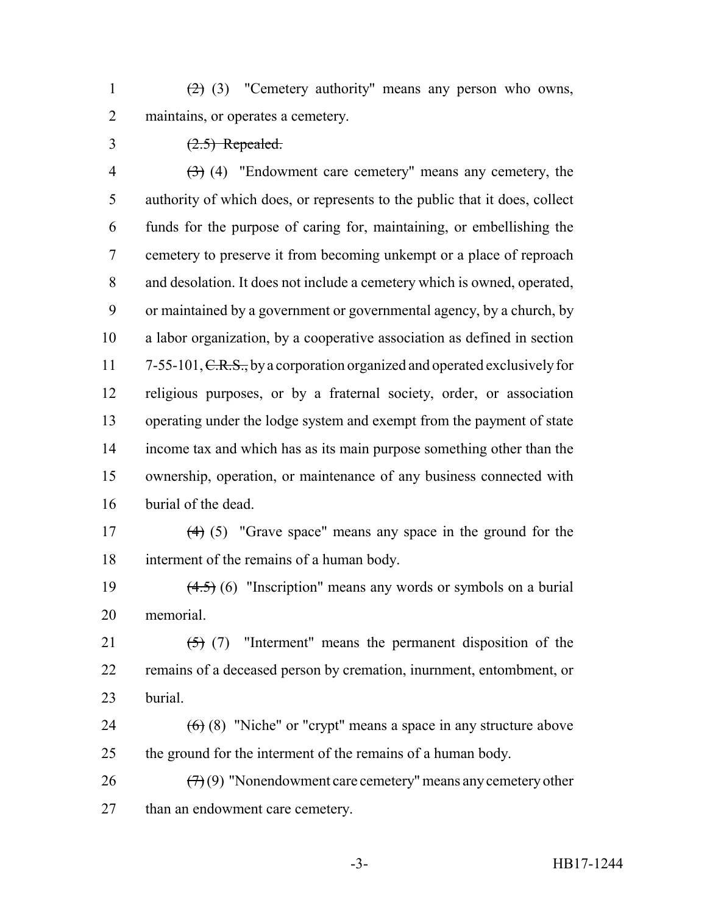1 ~~(2)~~ (3) "Cemetery authority" means any person who owns,
2 maintains, or operates a cemetery.

3 ~~(2.5) Repealed.~~

4 ~~(3)~~ (4) "Endowment care cemetery" means any cemetery, the
5 authority of which does, or represents to the public that it does, collect
6 funds for the purpose of caring for, maintaining, or embellishing the
7 cemetery to preserve it from becoming unkempt or a place of reproach
8 and desolation. It does not include a cemetery which is owned, operated,
9 or maintained by a government or governmental agency, by a church, by
10 a labor organization, by a cooperative association as defined in section
11 7-55-101, ~~C.R.S.,~~ by a corporation organized and operated exclusively for
12 religious purposes, or by a fraternal society, order, or association
13 operating under the lodge system and exempt from the payment of state
14 income tax and which has as its main purpose something other than the
15 ownership, operation, or maintenance of any business connected with
16 burial of the dead.

17 ~~(4)~~ (5) "Grave space" means any space in the ground for the
18 interment of the remains of a human body.

19 ~~(4.5)~~ (6) "Inscription" means any words or symbols on a burial
20 memorial.

21 ~~(5)~~ (7) "Interment" means the permanent disposition of the
22 remains of a deceased person by cremation, inurnment, entombment, or
23 burial.

24 ~~(6)~~ (8) "Niche" or "crypt" means a space in any structure above
25 the ground for the interment of the remains of a human body.

26 ~~(7)~~ (9) "Nonendowment care cemetery" means any cemetery other
27 than an endowment care cemetery.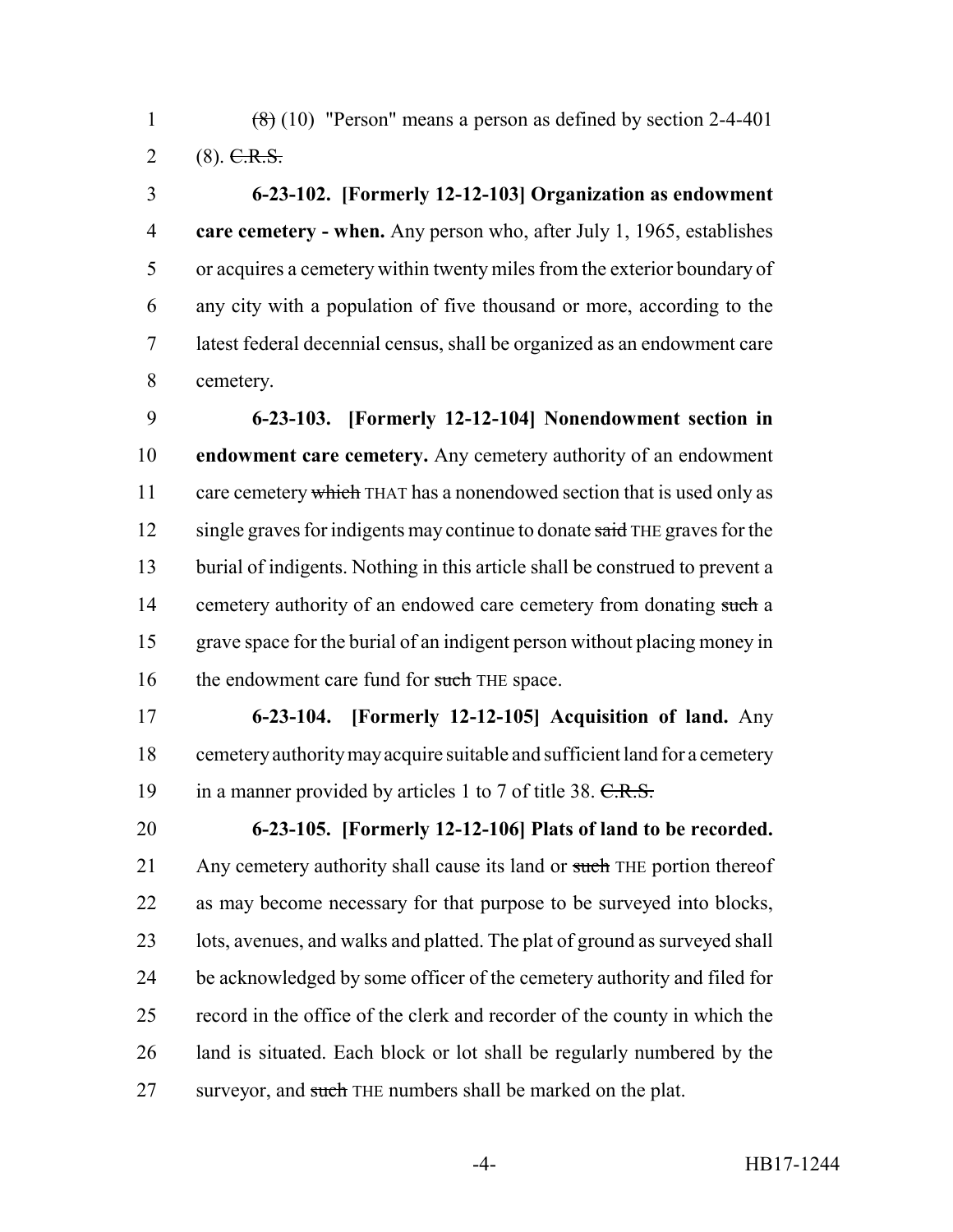~~(8)~~ (10) "Person" means a person as defined by section 2-4-401 (8). ~~C.R.S.~~

**6-23-102. [Formerly 12-12-103] Organization as endowment care cemetery - when.** Any person who, after July 1, 1965, establishes or acquires a cemetery within twenty miles from the exterior boundary of any city with a population of five thousand or more, according to the latest federal decennial census, shall be organized as an endowment care cemetery.

**6-23-103. [Formerly 12-12-104] Nonendowment section in endowment care cemetery.** Any cemetery authority of an endowment care cemetery ~~which~~ THAT has a nonendowed section that is used only as single graves for indigents may continue to donate ~~said~~ THE graves for the burial of indigents. Nothing in this article shall be construed to prevent a cemetery authority of an endowed care cemetery from donating ~~such~~ a grave space for the burial of an indigent person without placing money in the endowment care fund for ~~such~~ THE space.

**6-23-104. [Formerly 12-12-105] Acquisition of land.** Any cemetery authority may acquire suitable and sufficient land for a cemetery in a manner provided by articles 1 to 7 of title 38. ~~C.R.S.~~

**6-23-105. [Formerly 12-12-106] Plats of land to be recorded.** Any cemetery authority shall cause its land or ~~such~~ THE portion thereof as may become necessary for that purpose to be surveyed into blocks, lots, avenues, and walks and platted. The plat of ground as surveyed shall be acknowledged by some officer of the cemetery authority and filed for record in the office of the clerk and recorder of the county in which the land is situated. Each block or lot shall be regularly numbered by the surveyor, and ~~such~~ THE numbers shall be marked on the plat.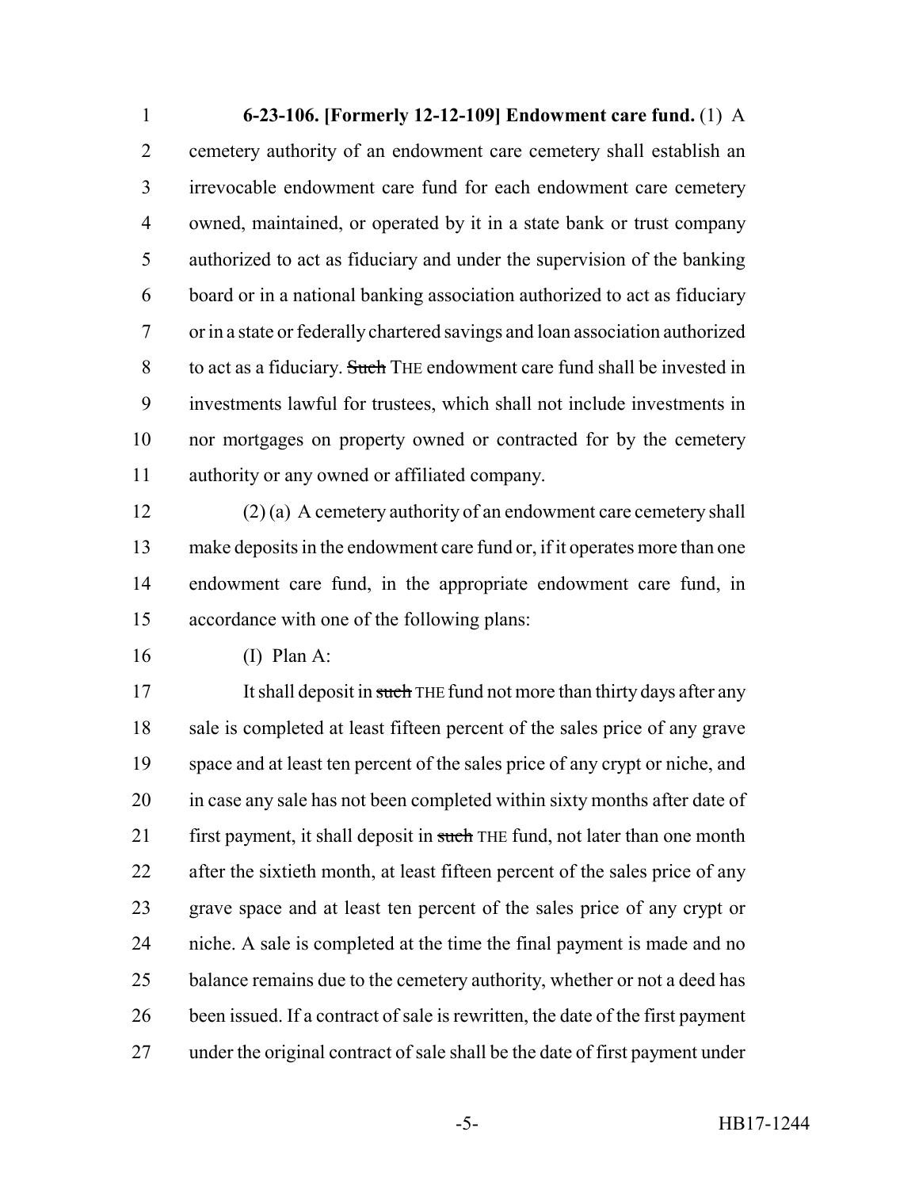**6-23-106. [Formerly 12-12-109] Endowment care fund.** (1) A cemetery authority of an endowment care cemetery shall establish an irrevocable endowment care fund for each endowment care cemetery owned, maintained, or operated by it in a state bank or trust company authorized to act as fiduciary and under the supervision of the banking board or in a national banking association authorized to act as fiduciary or in a state or federally chartered savings and loan association authorized to act as a fiduciary. ~~Such~~ THE endowment care fund shall be invested in investments lawful for trustees, which shall not include investments in nor mortgages on property owned or contracted for by the cemetery authority or any owned or affiliated company.

(2) (a) A cemetery authority of an endowment care cemetery shall make deposits in the endowment care fund or, if it operates more than one endowment care fund, in the appropriate endowment care fund, in accordance with one of the following plans:

(I) Plan A:

It shall deposit in ~~such~~ THE fund not more than thirty days after any sale is completed at least fifteen percent of the sales price of any grave space and at least ten percent of the sales price of any crypt or niche, and in case any sale has not been completed within sixty months after date of first payment, it shall deposit in ~~such~~ THE fund, not later than one month after the sixtieth month, at least fifteen percent of the sales price of any grave space and at least ten percent of the sales price of any crypt or niche. A sale is completed at the time the final payment is made and no balance remains due to the cemetery authority, whether or not a deed has been issued. If a contract of sale is rewritten, the date of the first payment under the original contract of sale shall be the date of first payment under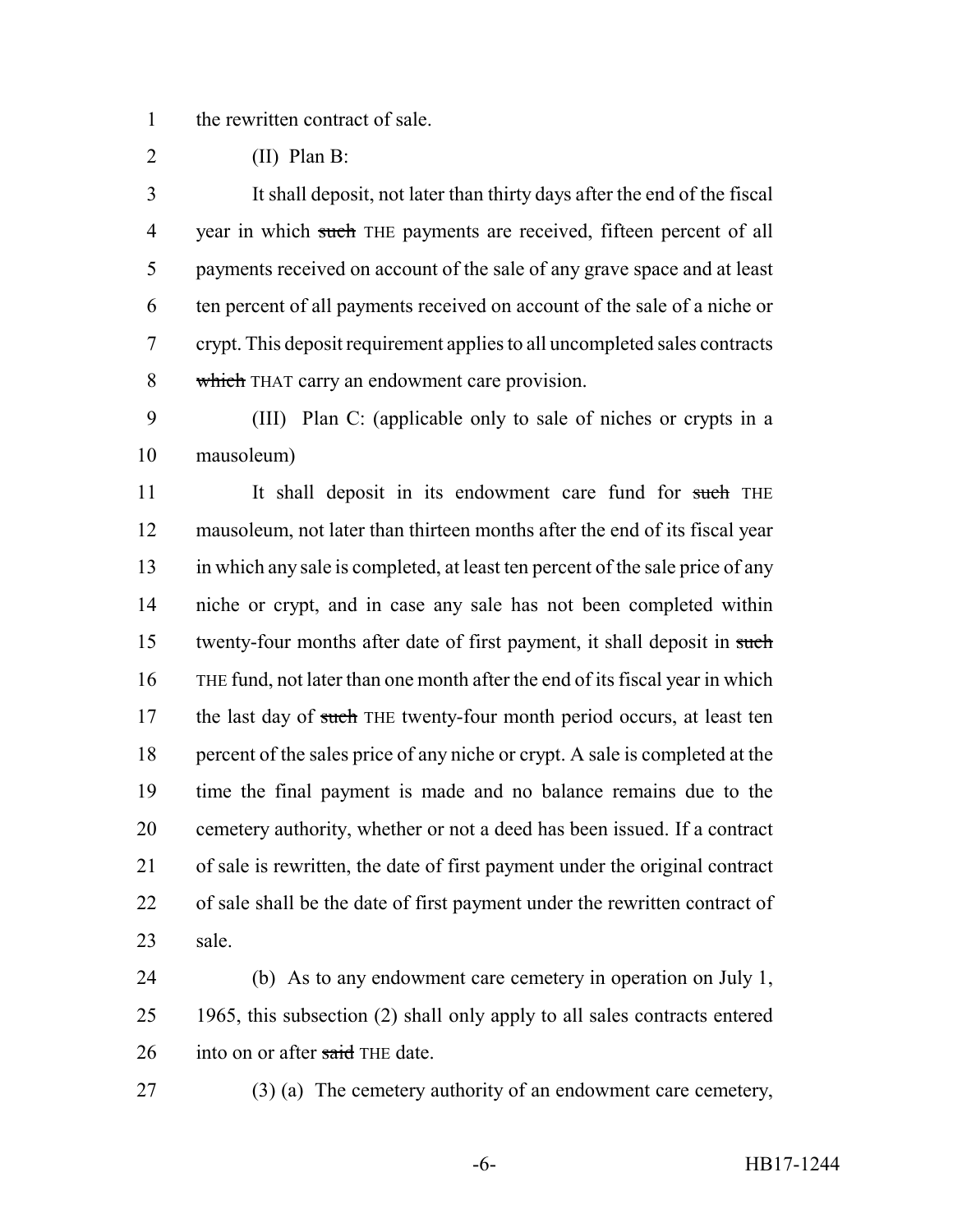the rewritten contract of sale.

(II) Plan B:

It shall deposit, not later than thirty days after the end of the fiscal year in which ~~such~~ THE payments are received, fifteen percent of all payments received on account of the sale of any grave space and at least ten percent of all payments received on account of the sale of a niche or crypt. This deposit requirement applies to all uncompleted sales contracts ~~which~~ THAT carry an endowment care provision.

(III) Plan C: (applicable only to sale of niches or crypts in a mausoleum)

It shall deposit in its endowment care fund for ~~such~~ THE mausoleum, not later than thirteen months after the end of its fiscal year in which any sale is completed, at least ten percent of the sale price of any niche or crypt, and in case any sale has not been completed within twenty-four months after date of first payment, it shall deposit in ~~such~~ THE fund, not later than one month after the end of its fiscal year in which the last day of ~~such~~ THE twenty-four month period occurs, at least ten percent of the sales price of any niche or crypt. A sale is completed at the time the final payment is made and no balance remains due to the cemetery authority, whether or not a deed has been issued. If a contract of sale is rewritten, the date of first payment under the original contract of sale shall be the date of first payment under the rewritten contract of sale.

(b) As to any endowment care cemetery in operation on July 1, 1965, this subsection (2) shall only apply to all sales contracts entered into on or after ~~said~~ THE date.

(3) (a) The cemetery authority of an endowment care cemetery,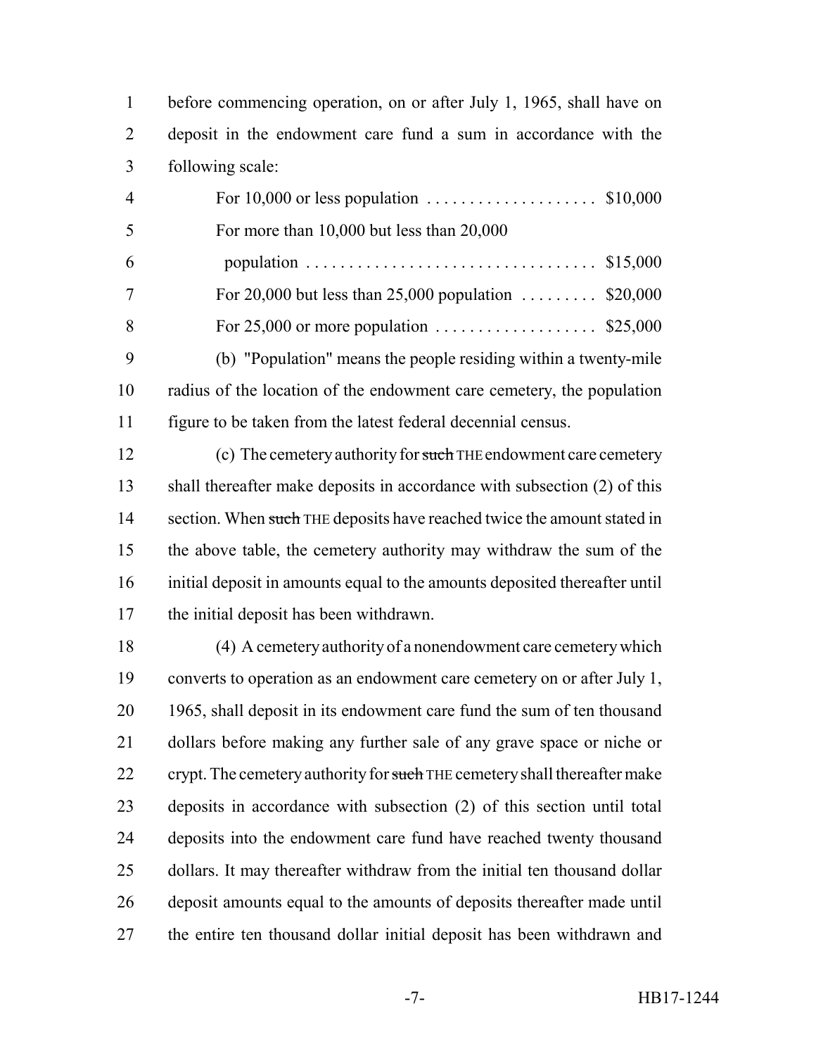before commencing operation, on or after July 1, 1965, shall have on deposit in the endowment care fund a sum in accordance with the following scale:

| | |
|---|---|
| For 10,000 or less population | $10,000 |
| For more than 10,000 but less than 20,000 population | $15,000 |
| For 20,000 but less than 25,000 population | $20,000 |
| For 25,000 or more population | $25,000 |

(b) "Population" means the people residing within a twenty-mile radius of the location of the endowment care cemetery, the population figure to be taken from the latest federal decennial census.

(c) The cemetery authority for ~~such~~ THE endowment care cemetery shall thereafter make deposits in accordance with subsection (2) of this section. When ~~such~~ THE deposits have reached twice the amount stated in the above table, the cemetery authority may withdraw the sum of the initial deposit in amounts equal to the amounts deposited thereafter until the initial deposit has been withdrawn.

(4) A cemetery authority of a nonendowment care cemetery which converts to operation as an endowment care cemetery on or after July 1, 1965, shall deposit in its endowment care fund the sum of ten thousand dollars before making any further sale of any grave space or niche or crypt. The cemetery authority for ~~such~~ THE cemetery shall thereafter make deposits in accordance with subsection (2) of this section until total deposits into the endowment care fund have reached twenty thousand dollars. It may thereafter withdraw from the initial ten thousand dollar deposit amounts equal to the amounts of deposits thereafter made until the entire ten thousand dollar initial deposit has been withdrawn and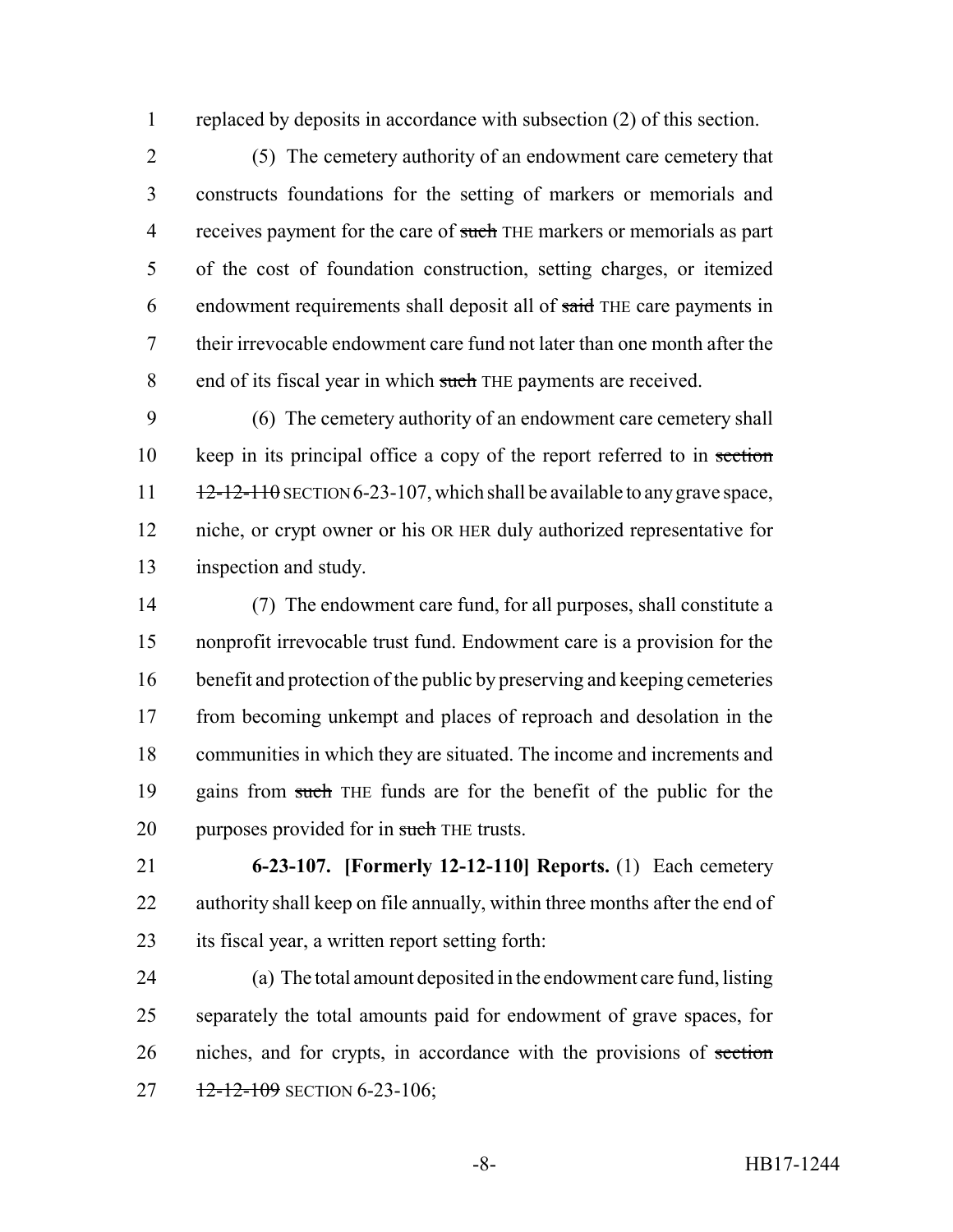replaced by deposits in accordance with subsection (2) of this section.

(5) The cemetery authority of an endowment care cemetery that constructs foundations for the setting of markers or memorials and receives payment for the care of ~~such~~ THE markers or memorials as part of the cost of foundation construction, setting charges, or itemized endowment requirements shall deposit all of ~~said~~ THE care payments in their irrevocable endowment care fund not later than one month after the end of its fiscal year in which ~~such~~ THE payments are received.

(6) The cemetery authority of an endowment care cemetery shall keep in its principal office a copy of the report referred to in ~~section 12-12-110~~ SECTION 6-23-107, which shall be available to any grave space, niche, or crypt owner or his OR HER duly authorized representative for inspection and study.

(7) The endowment care fund, for all purposes, shall constitute a nonprofit irrevocable trust fund. Endowment care is a provision for the benefit and protection of the public by preserving and keeping cemeteries from becoming unkempt and places of reproach and desolation in the communities in which they are situated. The income and increments and gains from ~~such~~ THE funds are for the benefit of the public for the purposes provided for in ~~such~~ THE trusts.

**6-23-107. [Formerly 12-12-110] Reports.** (1) Each cemetery authority shall keep on file annually, within three months after the end of its fiscal year, a written report setting forth:

(a) The total amount deposited in the endowment care fund, listing separately the total amounts paid for endowment of grave spaces, for niches, and for crypts, in accordance with the provisions of ~~section 12-12-109~~ SECTION 6-23-106;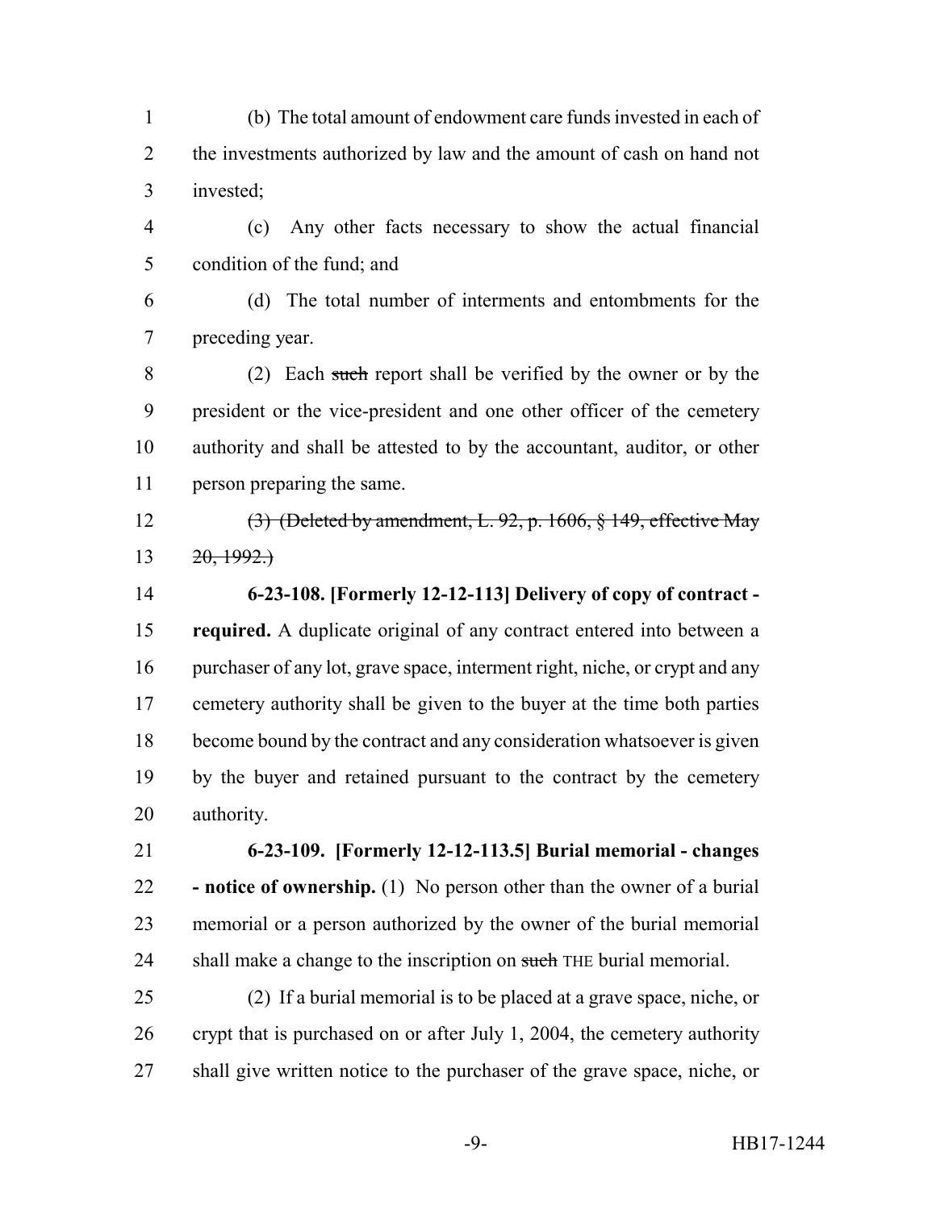(b) The total amount of endowment care funds invested in each of the investments authorized by law and the amount of cash on hand not invested;

(c) Any other facts necessary to show the actual financial condition of the fund; and

(d) The total number of interments and entombments for the preceding year.

(2) Each ~~such~~ report shall be verified by the owner or by the president or the vice-president and one other officer of the cemetery authority and shall be attested to by the accountant, auditor, or other person preparing the same.

~~(3) (Deleted by amendment, L. 92, p. 1606, § 149, effective May 20, 1992.)~~

**6-23-108. [Formerly 12-12-113] Delivery of copy of contract - required.** A duplicate original of any contract entered into between a purchaser of any lot, grave space, interment right, niche, or crypt and any cemetery authority shall be given to the buyer at the time both parties become bound by the contract and any consideration whatsoever is given by the buyer and retained pursuant to the contract by the cemetery authority.

**6-23-109. [Formerly 12-12-113.5] Burial memorial - changes - notice of ownership.** (1) No person other than the owner of a burial memorial or a person authorized by the owner of the burial memorial shall make a change to the inscription on ~~such~~ THE burial memorial.

(2) If a burial memorial is to be placed at a grave space, niche, or crypt that is purchased on or after July 1, 2004, the cemetery authority shall give written notice to the purchaser of the grave space, niche, or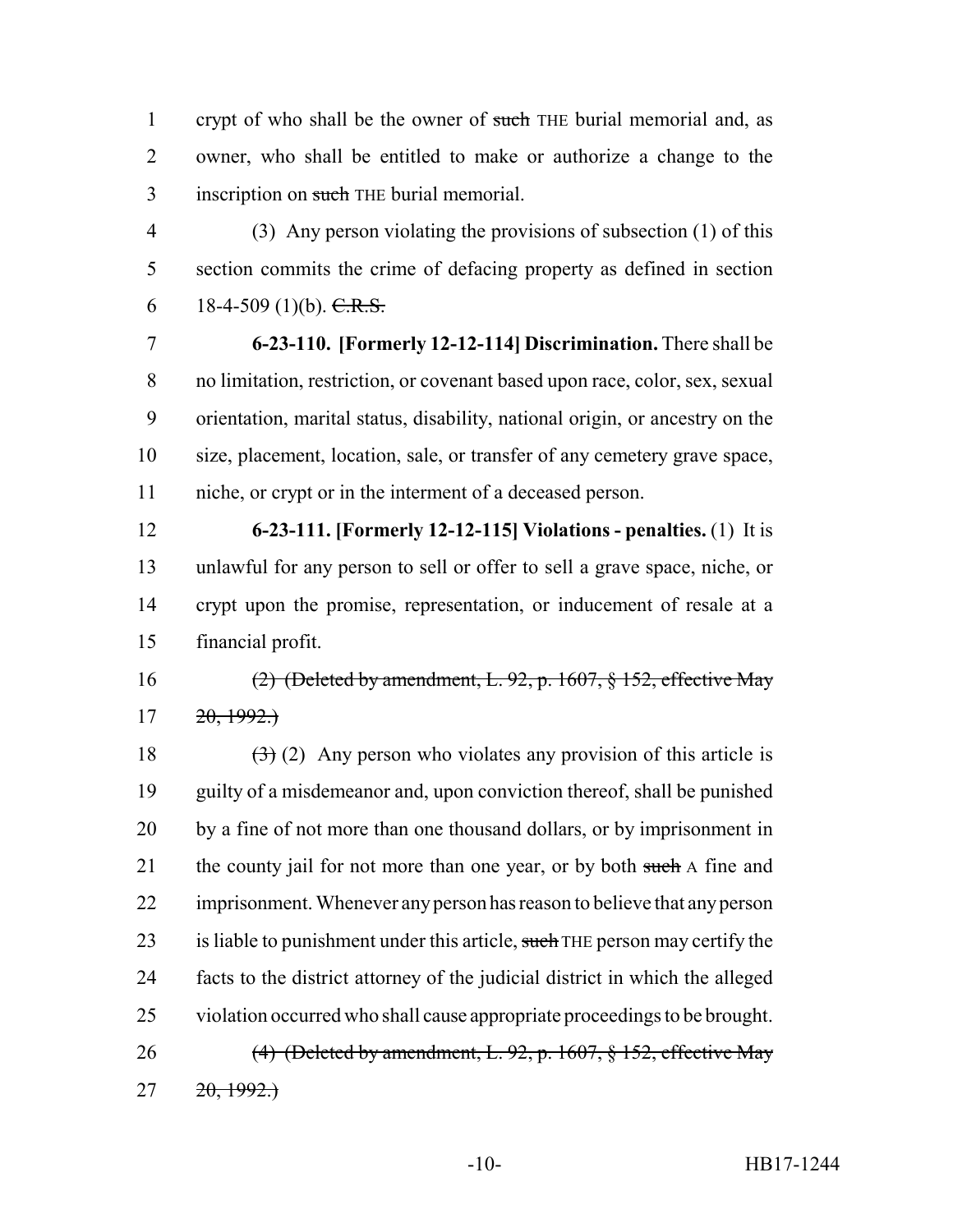crypt of who shall be the owner of ~~such~~ THE burial memorial and, as owner, who shall be entitled to make or authorize a change to the inscription on ~~such~~ THE burial memorial.

(3) Any person violating the provisions of subsection (1) of this section commits the crime of defacing property as defined in section 18-4-509 (1)(b). ~~C.R.S.~~

**6-23-110. [Formerly 12-12-114] Discrimination.** There shall be no limitation, restriction, or covenant based upon race, color, sex, sexual orientation, marital status, disability, national origin, or ancestry on the size, placement, location, sale, or transfer of any cemetery grave space, niche, or crypt or in the interment of a deceased person.

**6-23-111. [Formerly 12-12-115] Violations - penalties.** (1) It is unlawful for any person to sell or offer to sell a grave space, niche, or crypt upon the promise, representation, or inducement of resale at a financial profit.

~~(2) (Deleted by amendment, L. 92, p. 1607, § 152, effective May 20, 1992.)~~

~~(3)~~ (2) Any person who violates any provision of this article is guilty of a misdemeanor and, upon conviction thereof, shall be punished by a fine of not more than one thousand dollars, or by imprisonment in the county jail for not more than one year, or by both ~~such~~ A fine and imprisonment. Whenever any person has reason to believe that any person is liable to punishment under this article, ~~such~~ THE person may certify the facts to the district attorney of the judicial district in which the alleged violation occurred who shall cause appropriate proceedings to be brought.

~~(4) (Deleted by amendment, L. 92, p. 1607, § 152, effective May 20, 1992.)~~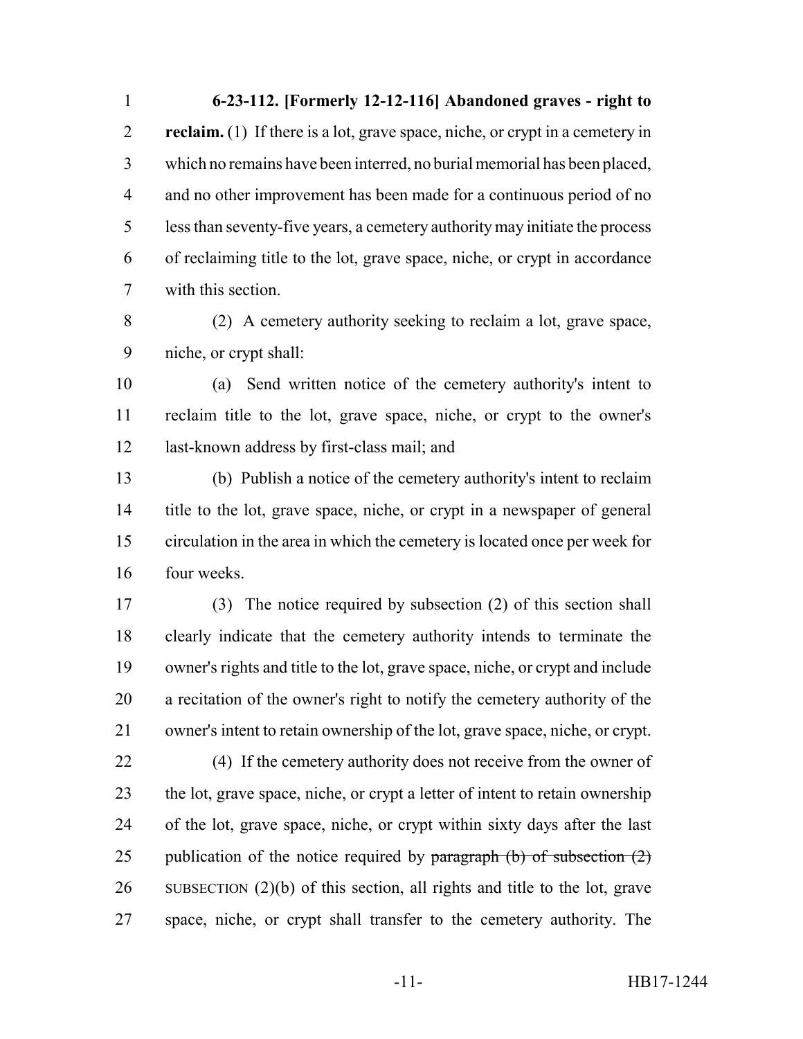**6-23-112. [Formerly 12-12-116] Abandoned graves - right to reclaim.** (1) If there is a lot, grave space, niche, or crypt in a cemetery in which no remains have been interred, no burial memorial has been placed, and no other improvement has been made for a continuous period of no less than seventy-five years, a cemetery authority may initiate the process of reclaiming title to the lot, grave space, niche, or crypt in accordance with this section.

(2) A cemetery authority seeking to reclaim a lot, grave space, niche, or crypt shall:

(a) Send written notice of the cemetery authority's intent to reclaim title to the lot, grave space, niche, or crypt to the owner's last-known address by first-class mail; and

(b) Publish a notice of the cemetery authority's intent to reclaim title to the lot, grave space, niche, or crypt in a newspaper of general circulation in the area in which the cemetery is located once per week for four weeks.

(3) The notice required by subsection (2) of this section shall clearly indicate that the cemetery authority intends to terminate the owner's rights and title to the lot, grave space, niche, or crypt and include a recitation of the owner's right to notify the cemetery authority of the owner's intent to retain ownership of the lot, grave space, niche, or crypt.

(4) If the cemetery authority does not receive from the owner of the lot, grave space, niche, or crypt a letter of intent to retain ownership of the lot, grave space, niche, or crypt within sixty days after the last publication of the notice required by ~~paragraph (b) of subsection (2)~~ SUBSECTION (2)(b) of this section, all rights and title to the lot, grave space, niche, or crypt shall transfer to the cemetery authority. The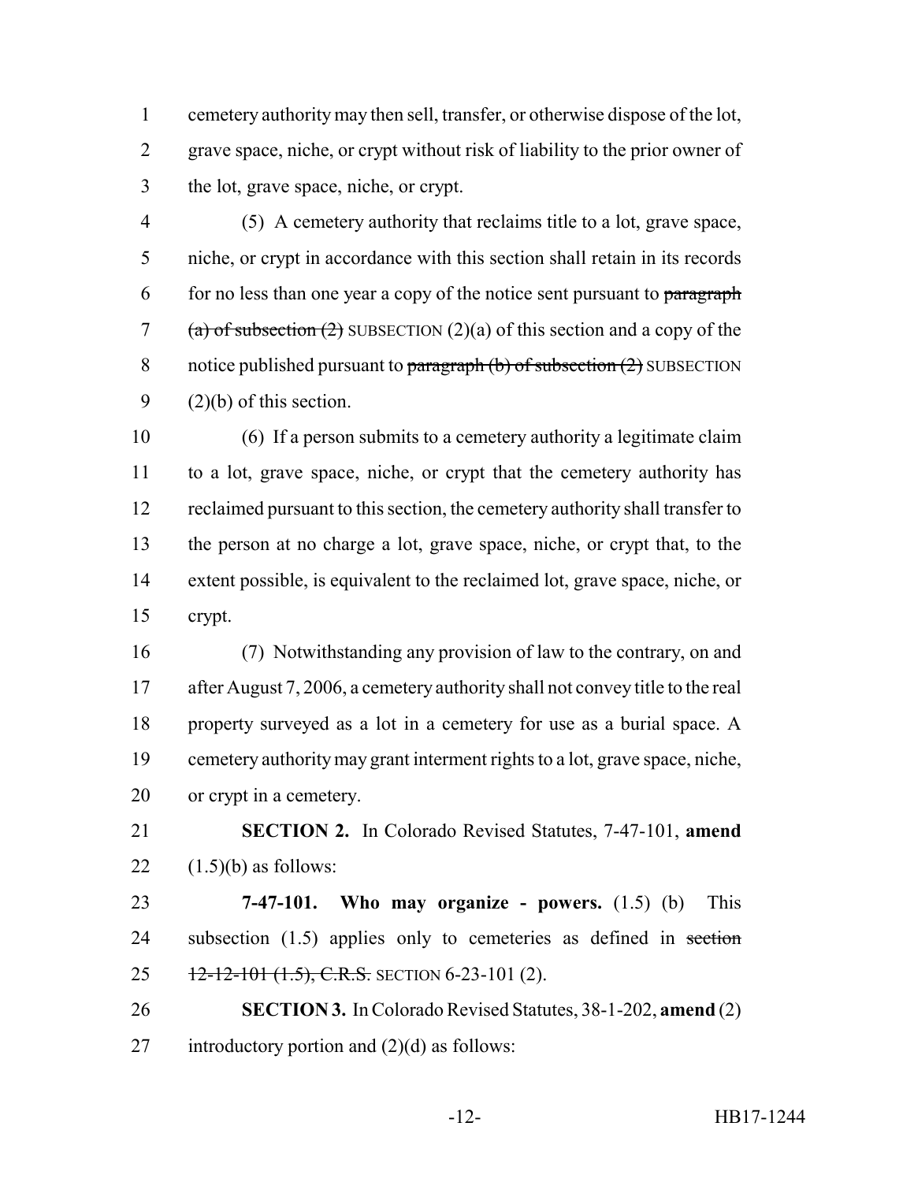cemetery authority may then sell, transfer, or otherwise dispose of the lot, grave space, niche, or crypt without risk of liability to the prior owner of the lot, grave space, niche, or crypt.

(5) A cemetery authority that reclaims title to a lot, grave space, niche, or crypt in accordance with this section shall retain in its records for no less than one year a copy of the notice sent pursuant to ~~paragraph (a) of subsection (2)~~ SUBSECTION (2)(a) of this section and a copy of the notice published pursuant to ~~paragraph (b) of subsection (2)~~ SUBSECTION (2)(b) of this section.

(6) If a person submits to a cemetery authority a legitimate claim to a lot, grave space, niche, or crypt that the cemetery authority has reclaimed pursuant to this section, the cemetery authority shall transfer to the person at no charge a lot, grave space, niche, or crypt that, to the extent possible, is equivalent to the reclaimed lot, grave space, niche, or crypt.

(7) Notwithstanding any provision of law to the contrary, on and after August 7, 2006, a cemetery authority shall not convey title to the real property surveyed as a lot in a cemetery for use as a burial space. A cemetery authority may grant interment rights to a lot, grave space, niche, or crypt in a cemetery.

**SECTION 2.** In Colorado Revised Statutes, 7-47-101, **amend** (1.5)(b) as follows:

**7-47-101. Who may organize - powers.** (1.5) (b) This subsection (1.5) applies only to cemeteries as defined in ~~section 12-12-101 (1.5), C.R.S.~~ SECTION 6-23-101 (2).

**SECTION 3.** In Colorado Revised Statutes, 38-1-202, **amend** (2) introductory portion and (2)(d) as follows: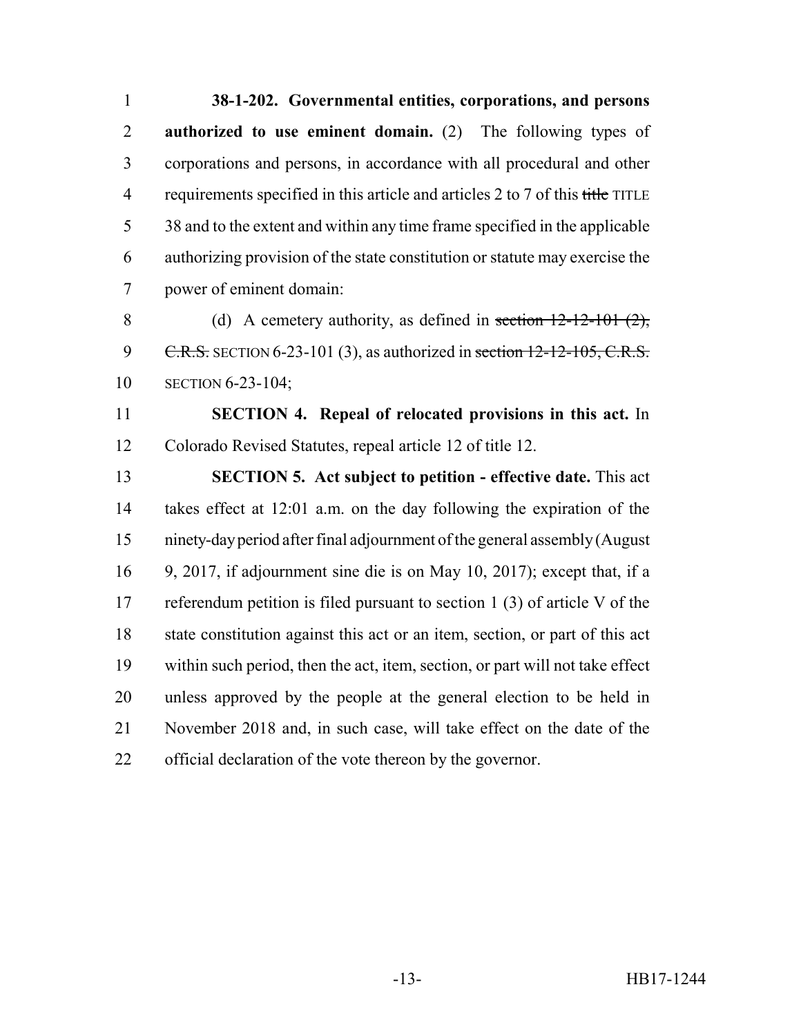**38-1-202. Governmental entities, corporations, and persons authorized to use eminent domain.** (2) The following types of corporations and persons, in accordance with all procedural and other requirements specified in this article and articles 2 to 7 of this ~~title~~ TITLE 38 and to the extent and within any time frame specified in the applicable authorizing provision of the state constitution or statute may exercise the power of eminent domain:

(d) A cemetery authority, as defined in ~~section 12-12-101 (2), C.R.S.~~ SECTION 6-23-101 (3), as authorized in ~~section 12-12-105, C.R.S.~~ SECTION 6-23-104;

**SECTION 4. Repeal of relocated provisions in this act.** In Colorado Revised Statutes, repeal article 12 of title 12.

**SECTION 5. Act subject to petition - effective date.** This act takes effect at 12:01 a.m. on the day following the expiration of the ninety-day period after final adjournment of the general assembly (August 9, 2017, if adjournment sine die is on May 10, 2017); except that, if a referendum petition is filed pursuant to section 1 (3) of article V of the state constitution against this act or an item, section, or part of this act within such period, then the act, item, section, or part will not take effect unless approved by the people at the general election to be held in November 2018 and, in such case, will take effect on the date of the official declaration of the vote thereon by the governor.